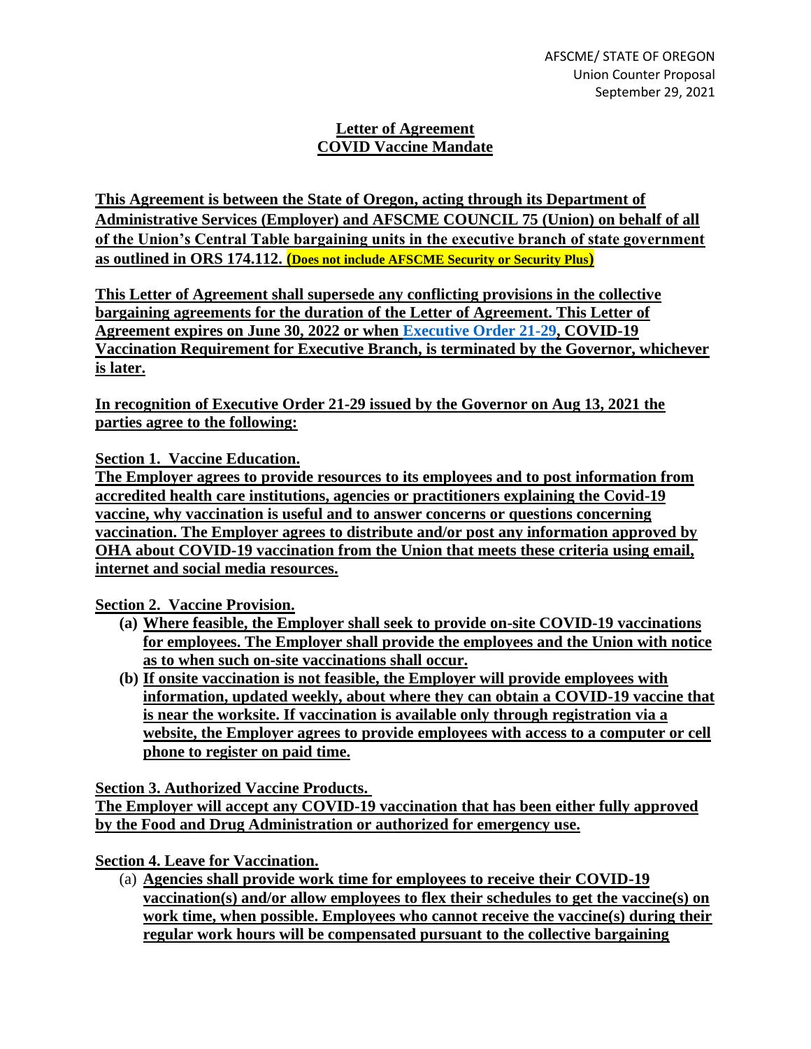AFSCME/ STATE OF OREGON
Union Counter Proposal
September 29, 2021

**Letter of Agreement**
**COVID Vaccine Mandate**

**This Agreement is between the State of Oregon, acting through its Department of Administrative Services (Employer) and AFSCME COUNCIL 75 (Union) on behalf of all of the Union's Central Table bargaining units in the executive branch of state government as outlined in ORS 174.112. (Does not include AFSCME Security or Security Plus)**

**This Letter of Agreement shall supersede any conflicting provisions in the collective bargaining agreements for the duration of the Letter of Agreement. This Letter of Agreement expires on June 30, 2022 or when Executive Order 21-29, COVID-19 Vaccination Requirement for Executive Branch, is terminated by the Governor, whichever is later.**

**In recognition of Executive Order 21-29 issued by the Governor on Aug 13, 2021 the parties agree to the following:**

**Section 1. Vaccine Education.**
**The Employer agrees to provide resources to its employees and to post information from accredited health care institutions, agencies or practitioners explaining the Covid-19 vaccine, why vaccination is useful and to answer concerns or questions concerning vaccination. The Employer agrees to distribute and/or post any information approved by OHA about COVID-19 vaccination from the Union that meets these criteria using email, internet and social media resources.**

**Section 2. Vaccine Provision.**

- **(a) Where feasible, the Employer shall seek to provide on-site COVID-19 vaccinations for employees. The Employer shall provide the employees and the Union with notice as to when such on-site vaccinations shall occur.**
- **(b) If onsite vaccination is not feasible, the Employer will provide employees with information, updated weekly, about where they can obtain a COVID-19 vaccine that is near the worksite. If vaccination is available only through registration via a website, the Employer agrees to provide employees with access to a computer or cell phone to register on paid time.**

**Section 3. Authorized Vaccine Products.**
**The Employer will accept any COVID-19 vaccination that has been either fully approved by the Food and Drug Administration or authorized for emergency use.**

**Section 4. Leave for Vaccination.**

- (a) **Agencies shall provide work time for employees to receive their COVID-19 vaccination(s) and/or allow employees to flex their schedules to get the vaccine(s) on work time, when possible. Employees who cannot receive the vaccine(s) during their regular work hours will be compensated pursuant to the collective bargaining**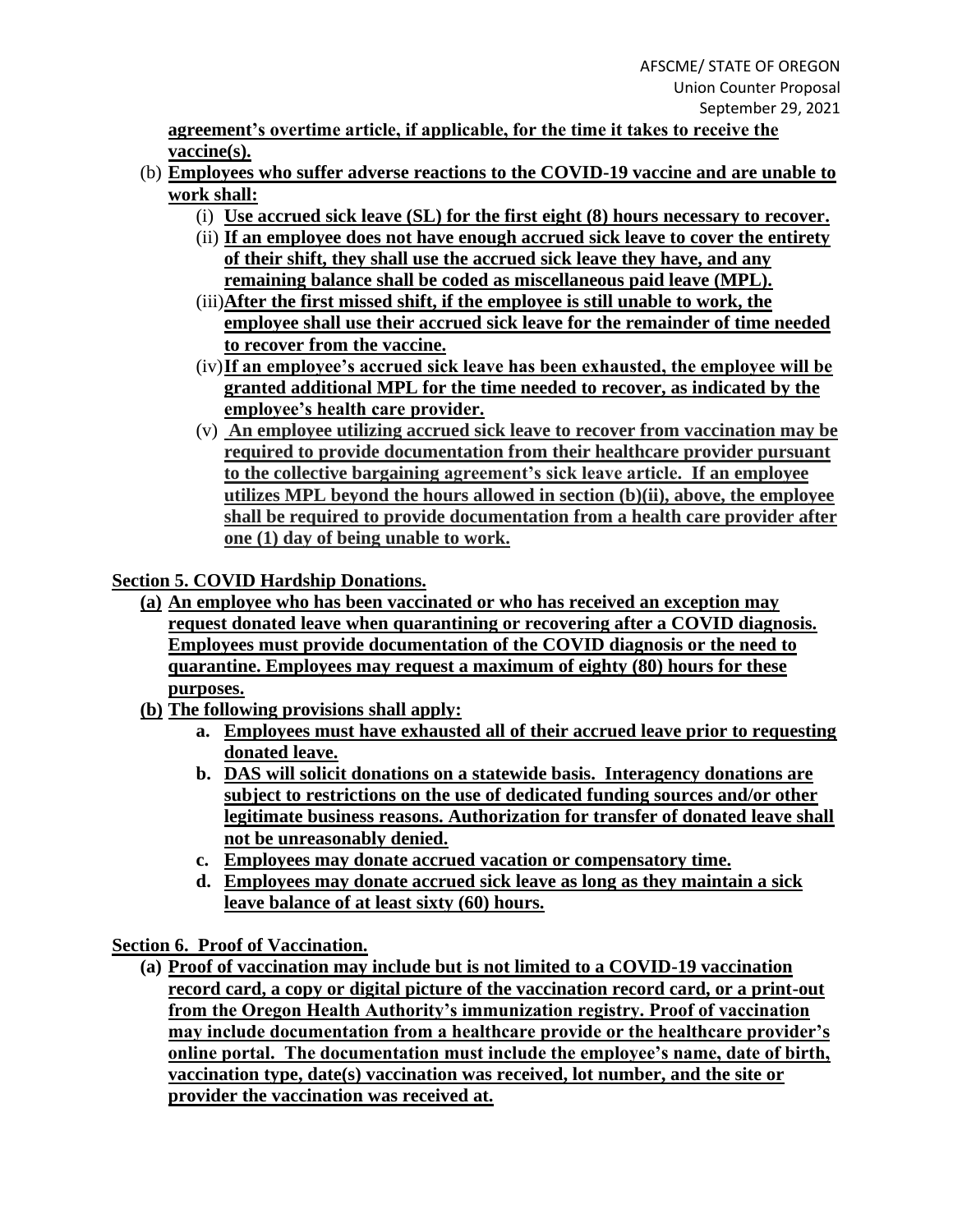**agreement's overtime article, if applicable, for the time it takes to receive the vaccine(s).**

(b) **Employees who suffer adverse reactions to the COVID-19 vaccine and are unable to work shall:**

  (i) **Use accrued sick leave (SL) for the first eight (8) hours necessary to recover.**
  (ii) **If an employee does not have enough accrued sick leave to cover the entirety of their shift, they shall use the accrued sick leave they have, and any remaining balance shall be coded as miscellaneous paid leave (MPL).**
  (iii) **After the first missed shift, if the employee is still unable to work, the employee shall use their accrued sick leave for the remainder of time needed to recover from the vaccine.**
  (iv) **If an employee's accrued sick leave has been exhausted, the employee will be granted additional MPL for the time needed to recover, as indicated by the employee's health care provider.**
  (v) **An employee utilizing accrued sick leave to recover from vaccination may be required to provide documentation from their healthcare provider pursuant to the collective bargaining agreement's sick leave article. If an employee utilizes MPL beyond the hours allowed in section (b)(ii), above, the employee shall be required to provide documentation from a health care provider after one (1) day of being unable to work.**

**Section 5. COVID Hardship Donations.**

**(a)** **An employee who has been vaccinated or who has received an exception may request donated leave when quarantining or recovering after a COVID diagnosis. Employees must provide documentation of the COVID diagnosis or the need to quarantine. Employees may request a maximum of eighty (80) hours for these purposes.**

**(b)** **The following provisions shall apply:**

  **a.** **Employees must have exhausted all of their accrued leave prior to requesting donated leave.**
  **b.** **DAS will solicit donations on a statewide basis. Interagency donations are subject to restrictions on the use of dedicated funding sources and/or other legitimate business reasons. Authorization for transfer of donated leave shall not be unreasonably denied.**
  **c.** **Employees may donate accrued vacation or compensatory time.**
  **d.** **Employees may donate accrued sick leave as long as they maintain a sick leave balance of at least sixty (60) hours.**

**Section 6. Proof of Vaccination.**

**(a)** **Proof of vaccination may include but is not limited to a COVID-19 vaccination record card, a copy or digital picture of the vaccination record card, or a print-out from the Oregon Health Authority's immunization registry. Proof of vaccination may include documentation from a healthcare provide or the healthcare provider's online portal. The documentation must include the employee's name, date of birth, vaccination type, date(s) vaccination was received, lot number, and the site or provider the vaccination was received at.**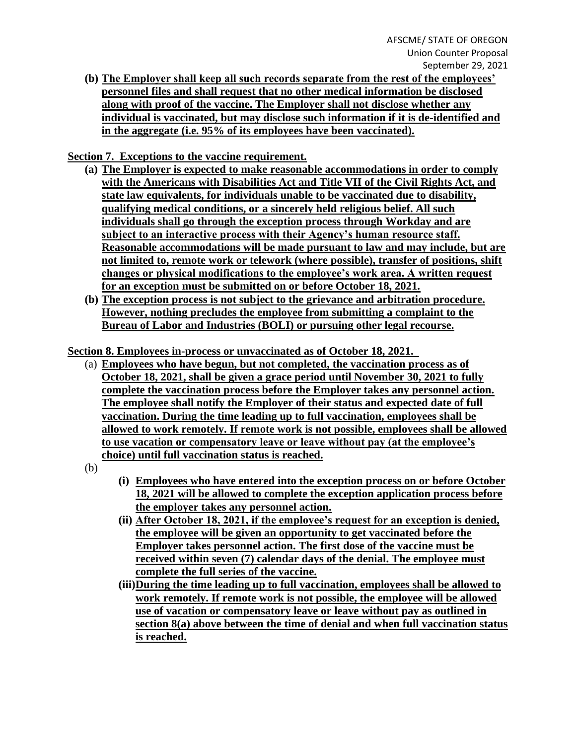**(b) The Employer shall keep all such records separate from the rest of the employees' personnel files and shall request that no other medical information be disclosed along with proof of the vaccine. The Employer shall not disclose whether any individual is vaccinated, but may disclose such information if it is de-identified and in the aggregate (i.e. 95% of its employees have been vaccinated).**

**Section 7. Exceptions to the vaccine requirement.**

**(a) The Employer is expected to make reasonable accommodations in order to comply with the Americans with Disabilities Act and Title VII of the Civil Rights Act, and state law equivalents, for individuals unable to be vaccinated due to disability, qualifying medical conditions, or a sincerely held religious belief. All such individuals shall go through the exception process through Workday and are subject to an interactive process with their Agency's human resource staff. Reasonable accommodations will be made pursuant to law and may include, but are not limited to, remote work or telework (where possible), transfer of positions, shift changes or physical modifications to the employee's work area. A written request for an exception must be submitted on or before October 18, 2021.**

**(b) The exception process is not subject to the grievance and arbitration procedure. However, nothing precludes the employee from submitting a complaint to the Bureau of Labor and Industries (BOLI) or pursuing other legal recourse.**

**Section 8. Employees in-process or unvaccinated as of October 18, 2021.**

(a) **Employees who have begun, but not completed, the vaccination process as of October 18, 2021, shall be given a grace period until November 30, 2021 to fully complete the vaccination process before the Employer takes any personnel action. The employee shall notify the Employer of their status and expected date of full vaccination. During the time leading up to full vaccination, employees shall be allowed to work remotely. If remote work is not possible, employees shall be allowed to use vacation or compensatory leave or leave without pay (at the employee's choice) until full vaccination status is reached.**

(b)

**(i) Employees who have entered into the exception process on or before October 18, 2021 will be allowed to complete the exception application process before the employer takes any personnel action.**

**(ii) After October 18, 2021, if the employee's request for an exception is denied, the employee will be given an opportunity to get vaccinated before the Employer takes personnel action. The first dose of the vaccine must be received within seven (7) calendar days of the denial. The employee must complete the full series of the vaccine.**

**(iii) During the time leading up to full vaccination, employees shall be allowed to work remotely. If remote work is not possible, the employee will be allowed use of vacation or compensatory leave or leave without pay as outlined in section 8(a) above between the time of denial and when full vaccination status is reached.**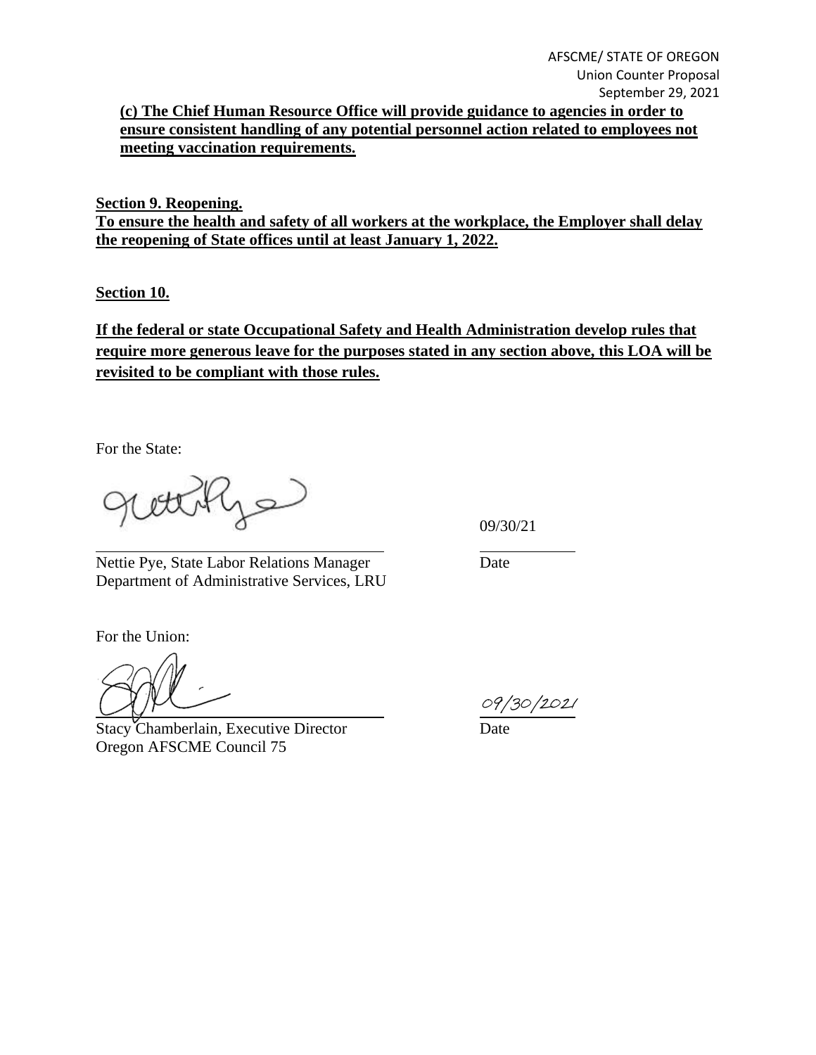AFSCME/ STATE OF OREGON
Union Counter Proposal
September 29, 2021

**(c) The Chief Human Resource Office will provide guidance to agencies in order to ensure consistent handling of any potential personnel action related to employees not meeting vaccination requirements.**

**Section 9. Reopening.**
**To ensure the health and safety of all workers at the workplace, the Employer shall delay the reopening of State offices until at least January 1, 2022.**

**Section 10.**

**If the federal or state Occupational Safety and Health Administration develop rules that require more generous leave for the purposes stated in any section above, this LOA will be revisited to be compliant with those rules.**

For the State:

09/30/21

Nettie Pye, State Labor Relations Manager — Date
Department of Administrative Services, LRU

For the Union:

09/30/2021

Stacy Chamberlain, Executive Director — Date
Oregon AFSCME Council 75